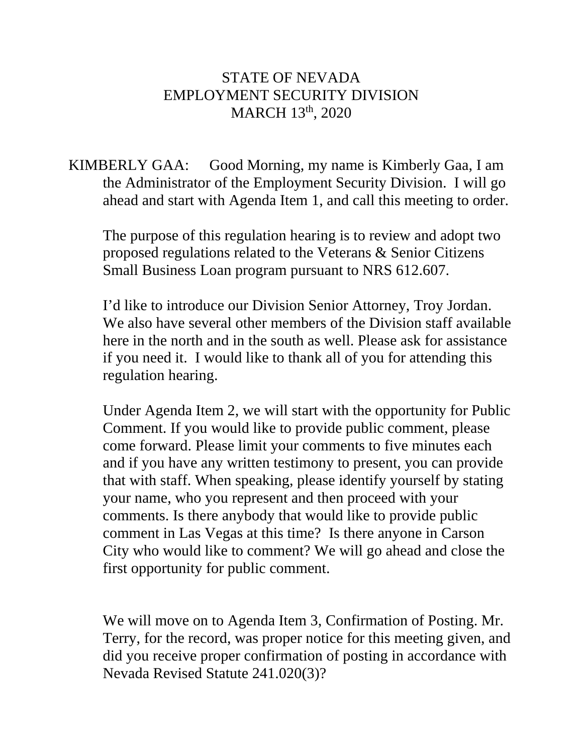# STATE OF NEVADA
# EMPLOYMENT SECURITY DIVISION
# MARCH 13th, 2020

KIMBERLY GAA: Good Morning, my name is Kimberly Gaa, I am the Administrator of the Employment Security Division. I will go ahead and start with Agenda Item 1, and call this meeting to order.

The purpose of this regulation hearing is to review and adopt two proposed regulations related to the Veterans & Senior Citizens Small Business Loan program pursuant to NRS 612.607.

I'd like to introduce our Division Senior Attorney, Troy Jordan. We also have several other members of the Division staff available here in the north and in the south as well. Please ask for assistance if you need it. I would like to thank all of you for attending this regulation hearing.

Under Agenda Item 2, we will start with the opportunity for Public Comment. If you would like to provide public comment, please come forward. Please limit your comments to five minutes each and if you have any written testimony to present, you can provide that with staff. When speaking, please identify yourself by stating your name, who you represent and then proceed with your comments. Is there anybody that would like to provide public comment in Las Vegas at this time? Is there anyone in Carson City who would like to comment? We will go ahead and close the first opportunity for public comment.

We will move on to Agenda Item 3, Confirmation of Posting. Mr. Terry, for the record, was proper notice for this meeting given, and did you receive proper confirmation of posting in accordance with Nevada Revised Statute 241.020(3)?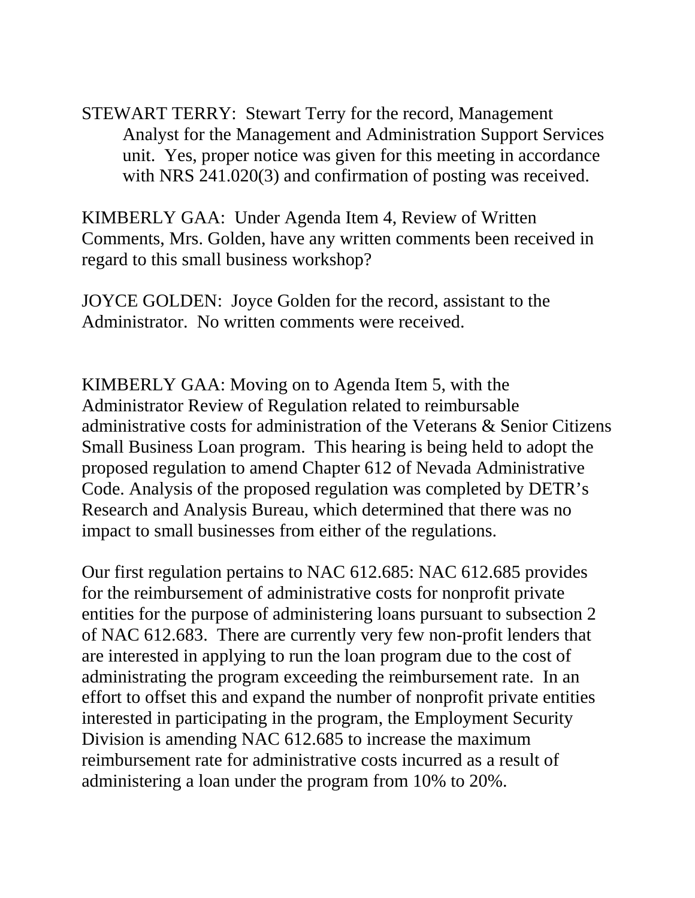STEWART TERRY: Stewart Terry for the record, Management Analyst for the Management and Administration Support Services unit. Yes, proper notice was given for this meeting in accordance with NRS 241.020(3) and confirmation of posting was received.

KIMBERLY GAA: Under Agenda Item 4, Review of Written Comments, Mrs. Golden, have any written comments been received in regard to this small business workshop?

JOYCE GOLDEN: Joyce Golden for the record, assistant to the Administrator. No written comments were received.

KIMBERLY GAA: Moving on to Agenda Item 5, with the Administrator Review of Regulation related to reimbursable administrative costs for administration of the Veterans & Senior Citizens Small Business Loan program. This hearing is being held to adopt the proposed regulation to amend Chapter 612 of Nevada Administrative Code. Analysis of the proposed regulation was completed by DETR's Research and Analysis Bureau, which determined that there was no impact to small businesses from either of the regulations.

Our first regulation pertains to NAC 612.685: NAC 612.685 provides for the reimbursement of administrative costs for nonprofit private entities for the purpose of administering loans pursuant to subsection 2 of NAC 612.683. There are currently very few non-profit lenders that are interested in applying to run the loan program due to the cost of administrating the program exceeding the reimbursement rate. In an effort to offset this and expand the number of nonprofit private entities interested in participating in the program, the Employment Security Division is amending NAC 612.685 to increase the maximum reimbursement rate for administrative costs incurred as a result of administering a loan under the program from 10% to 20%.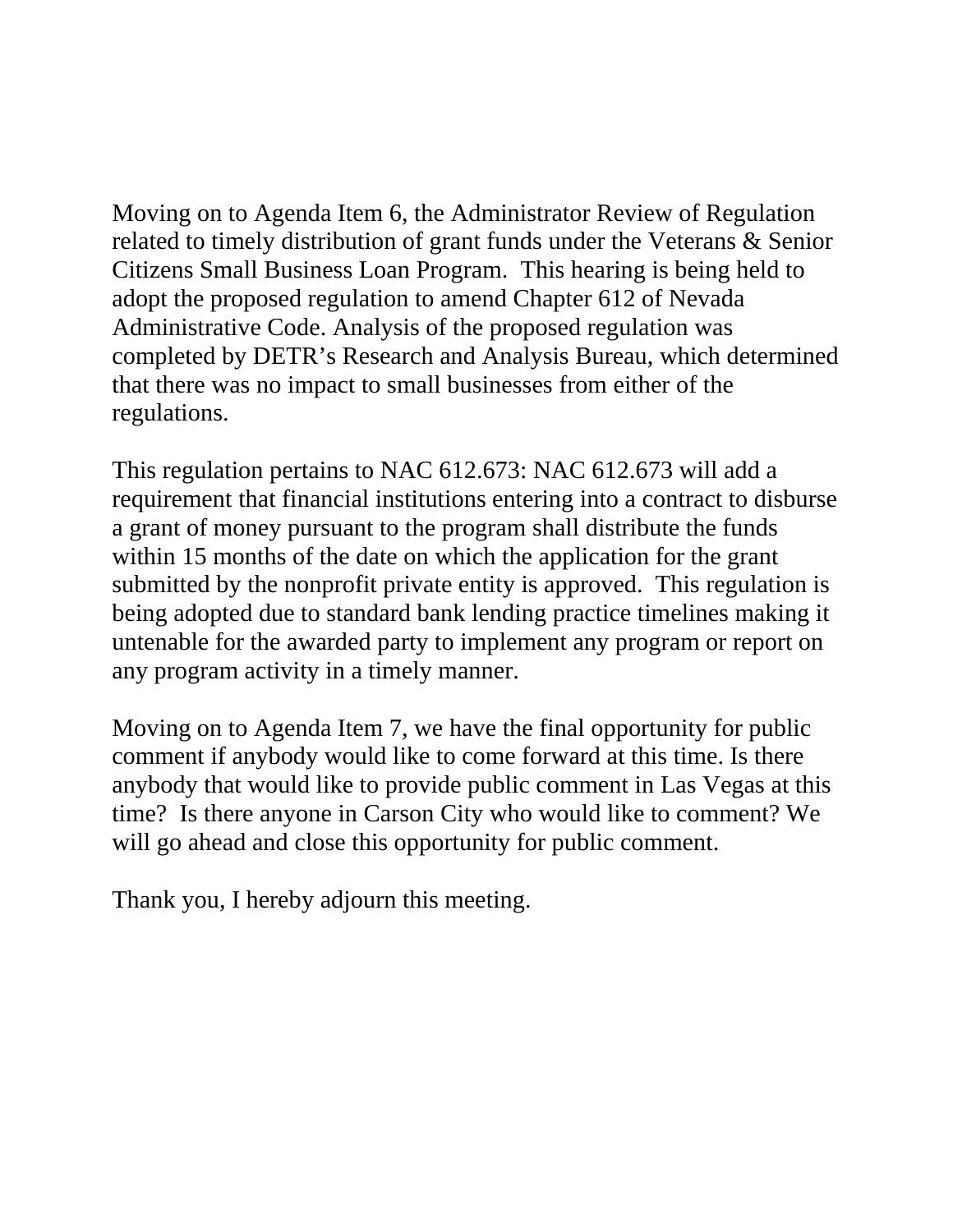Moving on to Agenda Item 6, the Administrator Review of Regulation related to timely distribution of grant funds under the Veterans & Senior Citizens Small Business Loan Program.  This hearing is being held to adopt the proposed regulation to amend Chapter 612 of Nevada Administrative Code. Analysis of the proposed regulation was completed by DETR's Research and Analysis Bureau, which determined that there was no impact to small businesses from either of the regulations.

This regulation pertains to NAC 612.673: NAC 612.673 will add a requirement that financial institutions entering into a contract to disburse a grant of money pursuant to the program shall distribute the funds within 15 months of the date on which the application for the grant submitted by the nonprofit private entity is approved.  This regulation is being adopted due to standard bank lending practice timelines making it untenable for the awarded party to implement any program or report on any program activity in a timely manner.

Moving on to Agenda Item 7, we have the final opportunity for public comment if anybody would like to come forward at this time. Is there anybody that would like to provide public comment in Las Vegas at this time?  Is there anyone in Carson City who would like to comment? We will go ahead and close this opportunity for public comment.

Thank you, I hereby adjourn this meeting.